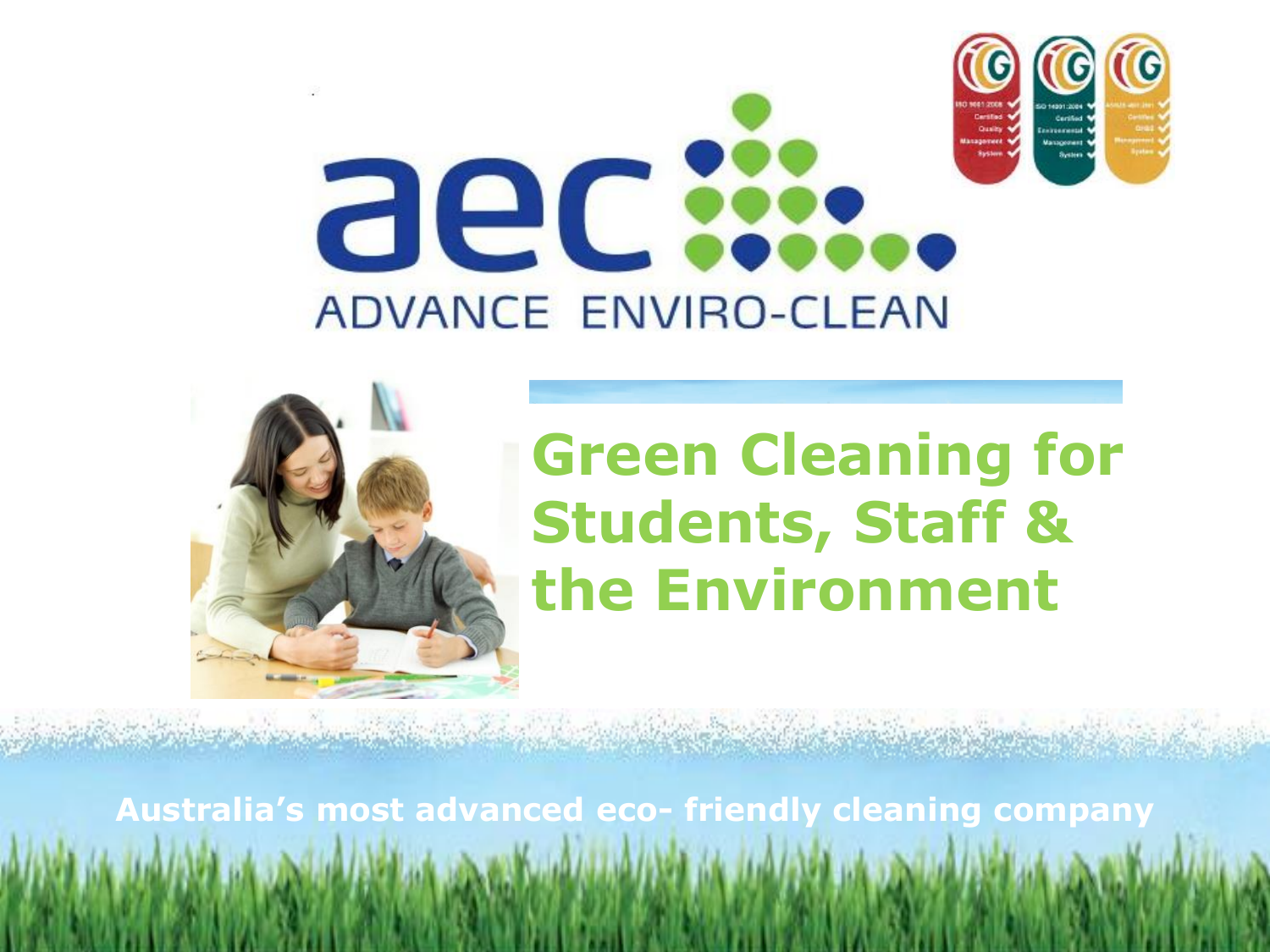# aec ADVANCE ENVIRO-CLEAN

## Green Cleaning for Students, Staff & the Environment

**Australia's most advanced eco- friendly cleaning company**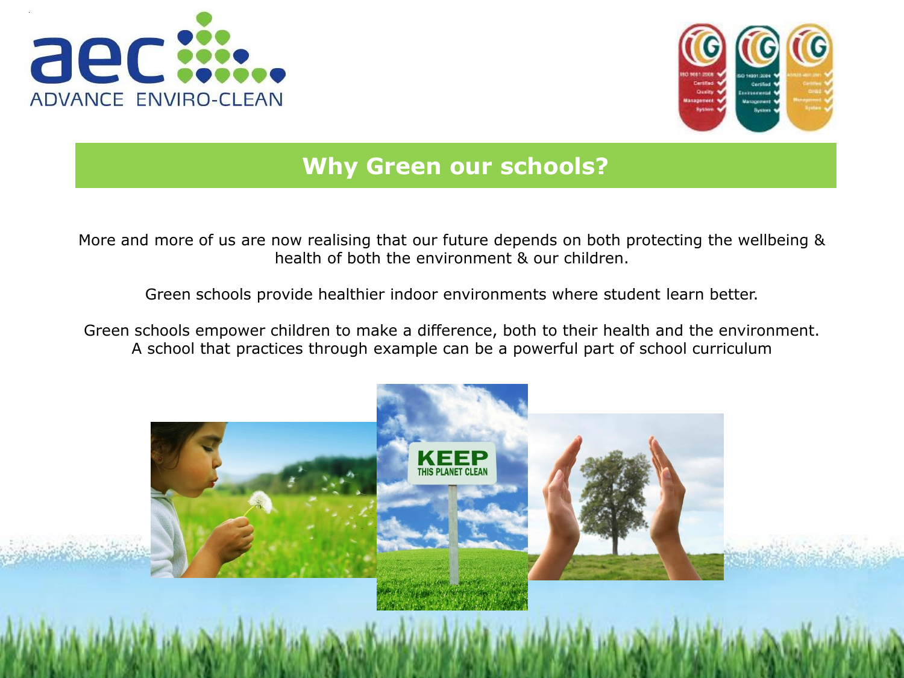# Why Green our schools?

More and more of us are now realising that our future depends on both protecting the wellbeing & health of both the environment & our children.

Green schools provide healthier indoor environments where student learn better.

Green schools empower children to make a difference, both to their health and the environment. A school that practices through example can be a powerful part of school curriculum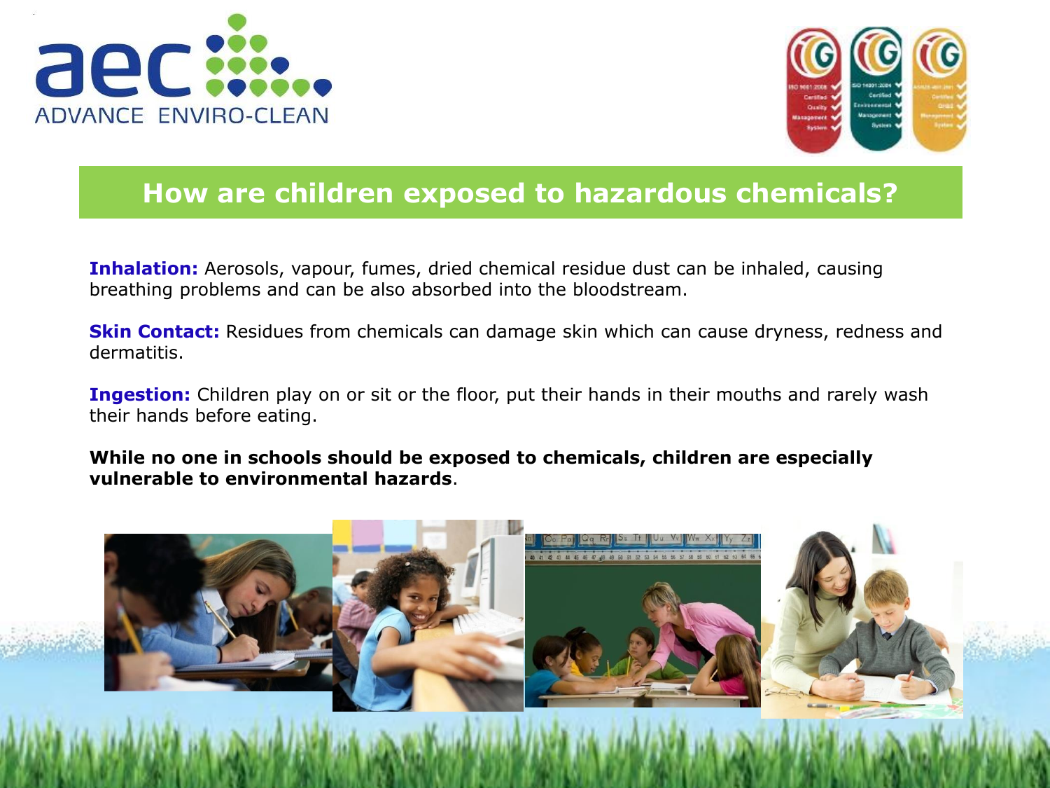# How are children exposed to hazardous chemicals?

**Inhalation:** Aerosols, vapour, fumes, dried chemical residue dust can be inhaled, causing breathing problems and can be also absorbed into the bloodstream.

**Skin Contact:** Residues from chemicals can damage skin which can cause dryness, redness and dermatitis.

**Ingestion:** Children play on or sit or the floor, put their hands in their mouths and rarely wash their hands before eating.

**While no one in schools should be exposed to chemicals, children are especially vulnerable to environmental hazards**.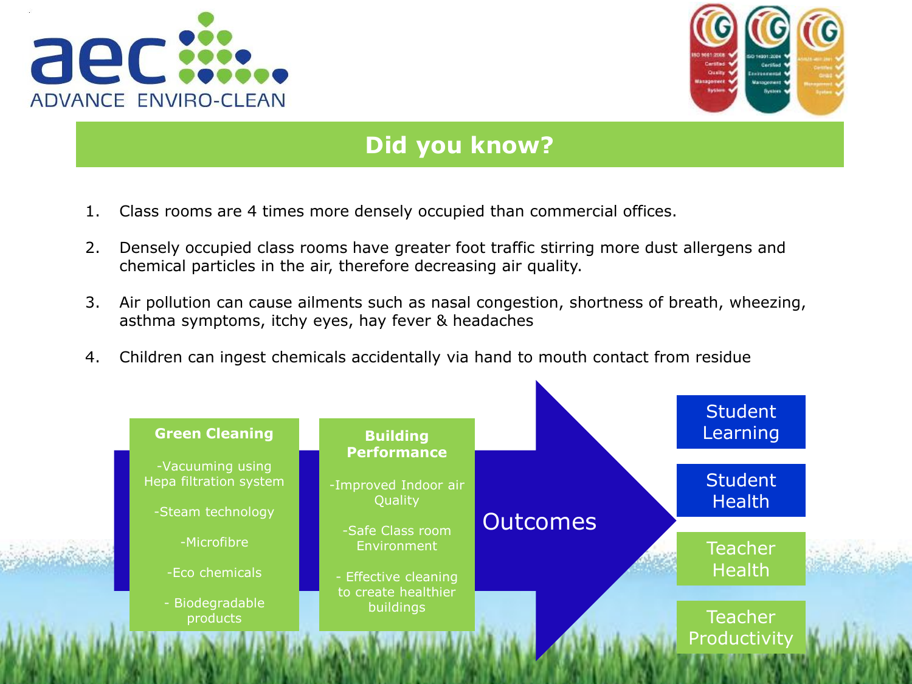aec ADVANCE ENVIRO-CLEAN

## Did you know?

1. Class rooms are 4 times more densely occupied than commercial offices.
2. Densely occupied class rooms have greater foot traffic stirring more dust allergens and chemical particles in the air, therefore decreasing air quality.
3. Air pollution can cause ailments such as nasal congestion, shortness of breath, wheezing, asthma symptoms, itchy eyes, hay fever & headaches
4. Children can ingest chemicals accidentally via hand to mouth contact from residue

**Green Cleaning**

-Vacuuming using Hepa filtration system

-Steam technology

-Microfibre

-Eco chemicals

- Biodegradable products

**Building Performance**

-Improved Indoor air Quality

-Safe Class room Environment

- Effective cleaning to create healthier buildings

Outcomes

- Student Learning
- Student Health
- Teacher Health
- Teacher Productivity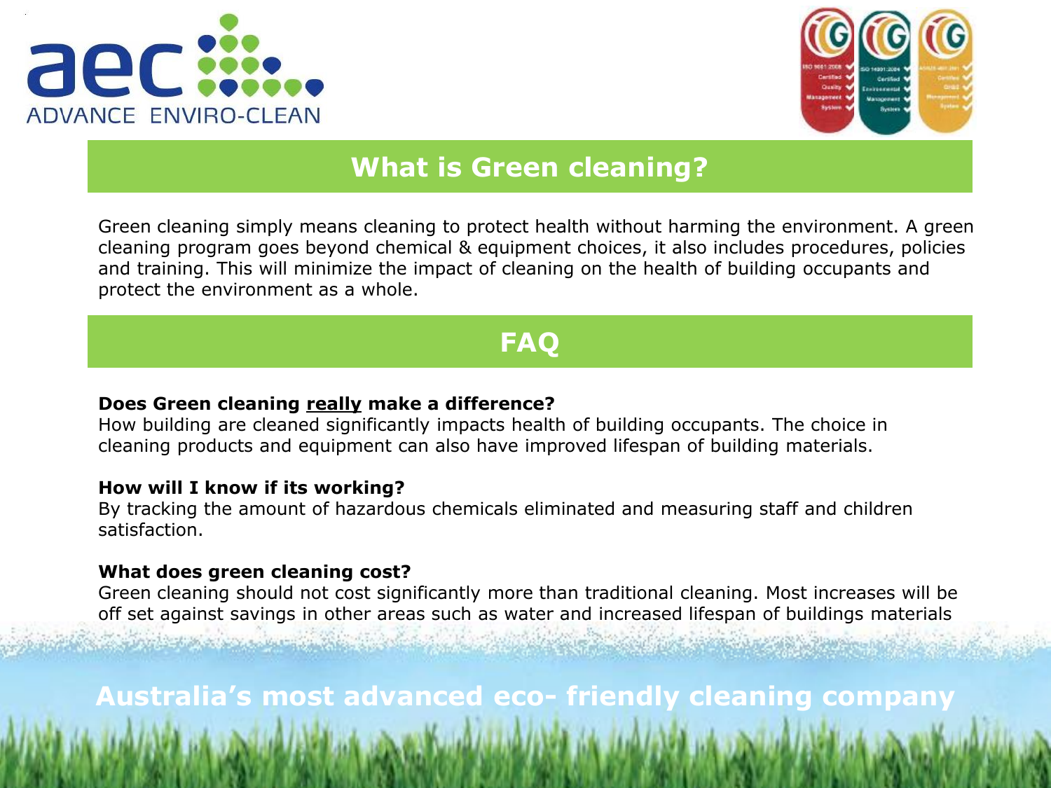aec ADVANCE ENVIRO-CLEAN

## What is Green cleaning?

Green cleaning simply means cleaning to protect health without harming the environment. A green cleaning program goes beyond chemical & equipment choices, it also includes procedures, policies and training. This will minimize the impact of cleaning on the health of building occupants and protect the environment as a whole.

## FAQ

**Does Green cleaning <u>really</u> make a difference?**
How building are cleaned significantly impacts health of building occupants. The choice in cleaning products and equipment can also have improved lifespan of building materials.

**How will I know if its working?**
By tracking the amount of hazardous chemicals eliminated and measuring staff and children satisfaction.

**What does green cleaning cost?**
Green cleaning should not cost significantly more than traditional cleaning. Most increases will be off set against savings in other areas such as water and increased lifespan of buildings materials

**Australia's most advanced eco- friendly cleaning company**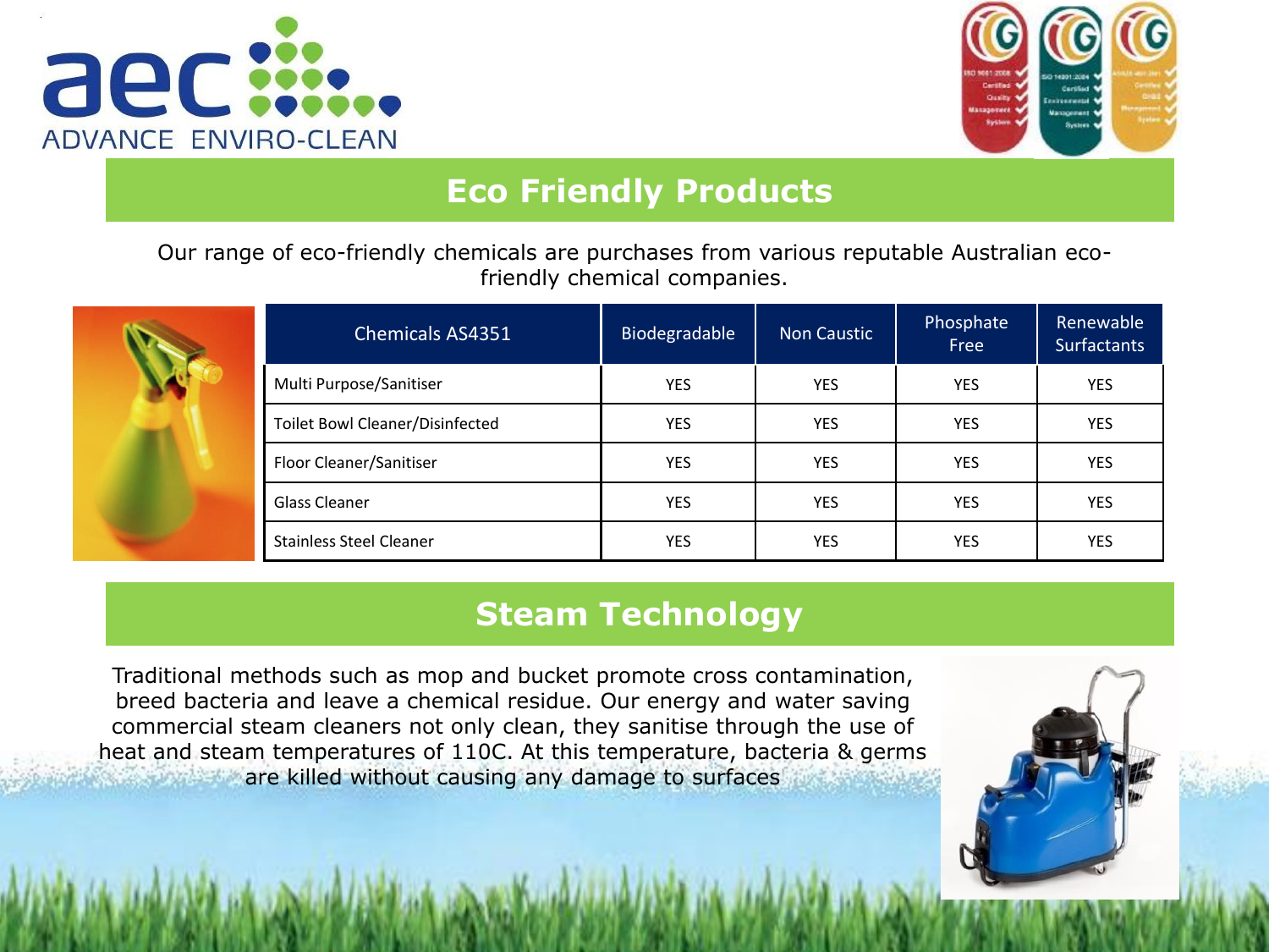## Eco Friendly Products

Our range of eco-friendly chemicals are purchases from various reputable Australian eco-friendly chemical companies.

| Chemicals AS4351 | Biodegradable | Non Caustic | Phosphate Free | Renewable Surfactants |
|---|---|---|---|---|
| Multi Purpose/Sanitiser | YES | YES | YES | YES |
| Toilet Bowl Cleaner/Disinfected | YES | YES | YES | YES |
| Floor Cleaner/Sanitiser | YES | YES | YES | YES |
| Glass Cleaner | YES | YES | YES | YES |
| Stainless Steel Cleaner | YES | YES | YES | YES |

## Steam Technology

Traditional methods such as mop and bucket promote cross contamination, breed bacteria and leave a chemical residue. Our energy and water saving commercial steam cleaners not only clean, they sanitise through the use of heat and steam temperatures of 110C. At this temperature, bacteria & germs are killed without causing any damage to surfaces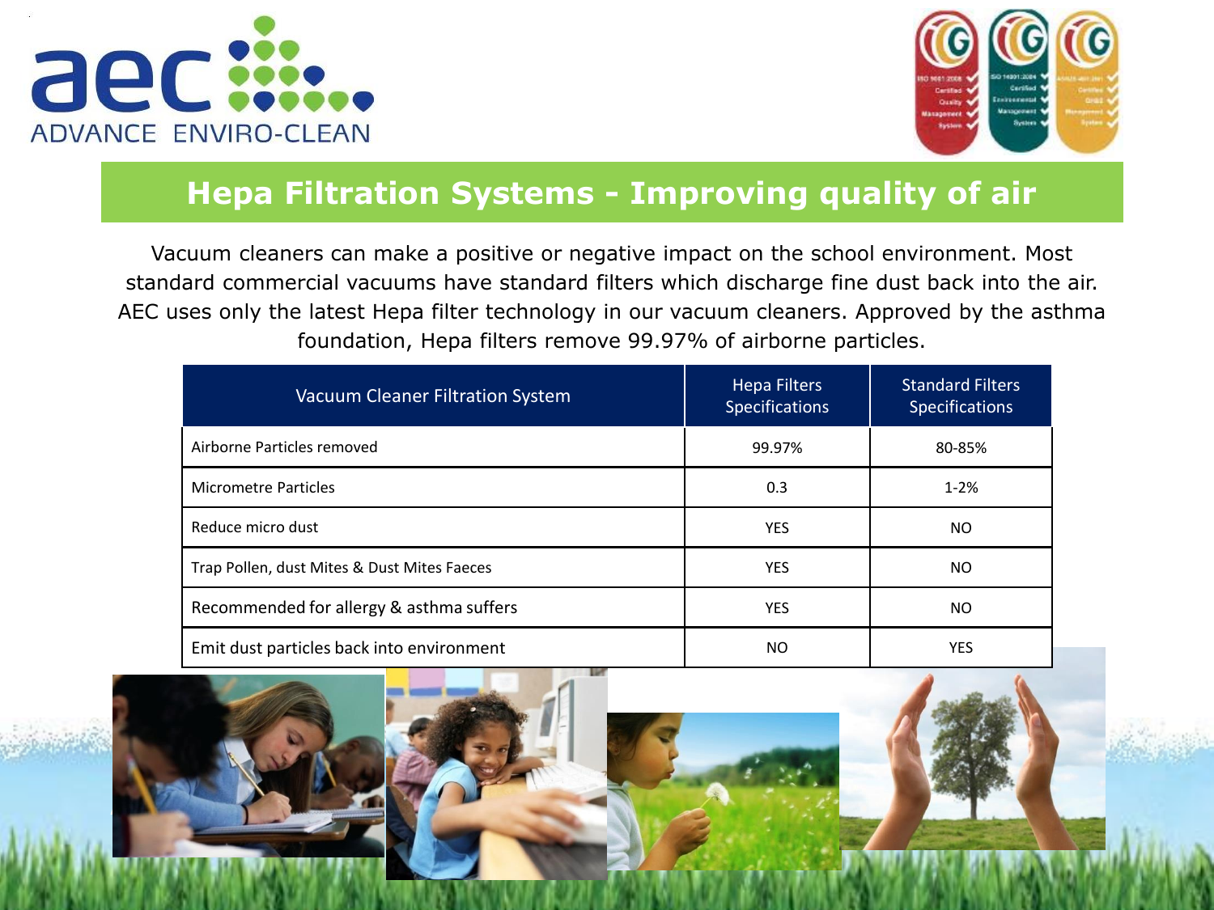aec ADVANCE ENVIRO-CLEAN

## Hepa Filtration Systems - Improving quality of air

Vacuum cleaners can make a positive or negative impact on the school environment. Most standard commercial vacuums have standard filters which discharge fine dust back into the air. AEC uses only the latest Hepa filter technology in our vacuum cleaners. Approved by the asthma foundation, Hepa filters remove 99.97% of airborne particles.

| Vacuum Cleaner Filtration System | Hepa Filters Specifications | Standard Filters Specifications |
|---|---|---|
| Airborne Particles removed | 99.97% | 80-85% |
| Micrometre Particles | 0.3 | 1-2% |
| Reduce micro dust | YES | NO |
| Trap Pollen, dust Mites & Dust Mites Faeces | YES | NO |
| Recommended for allergy & asthma suffers | YES | NO |
| Emit dust particles back into environment | NO | YES |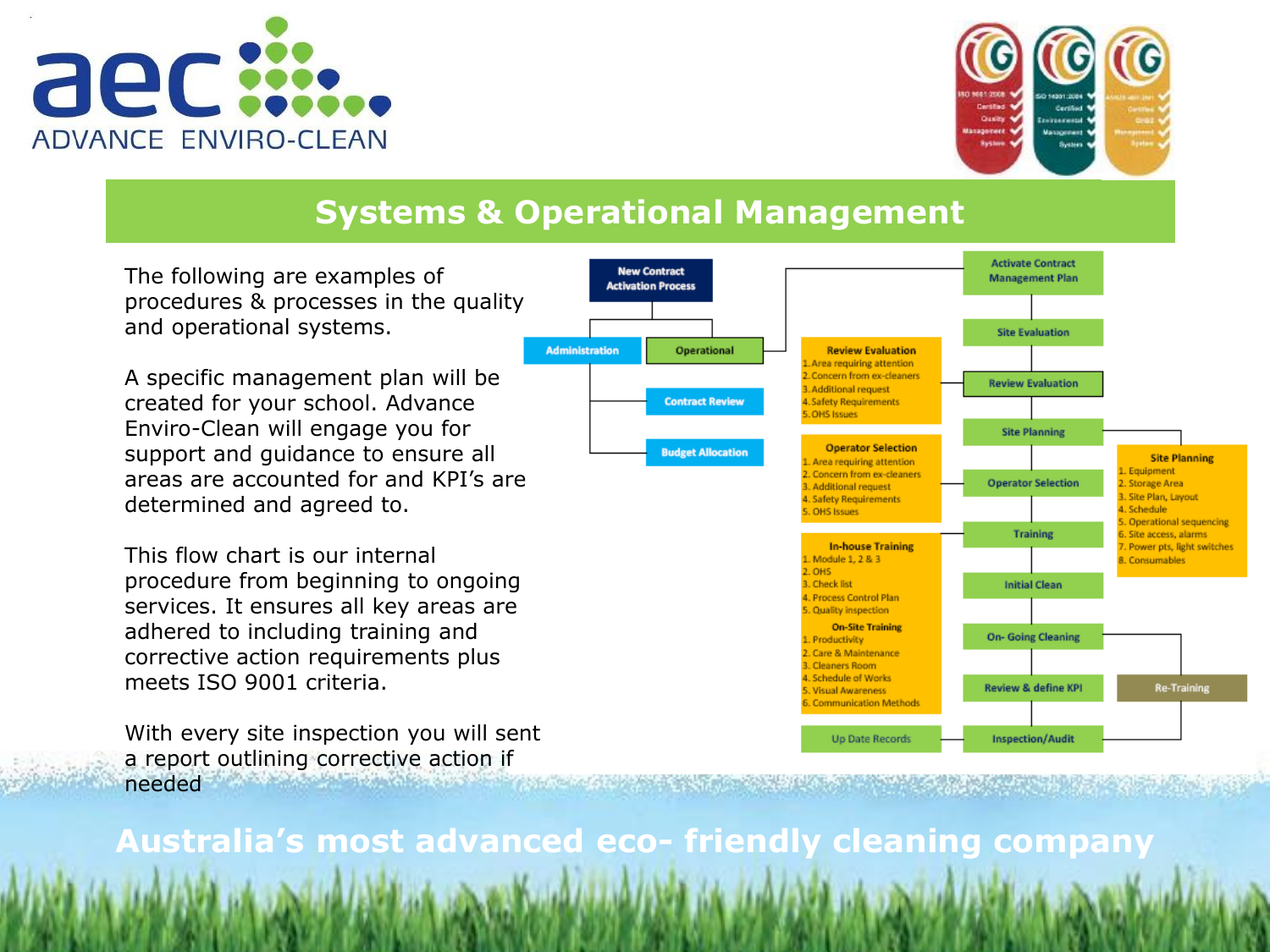# aec ADVANCE ENVIRO-CLEAN

## Systems & Operational Management

The following are examples of procedures & processes in the quality and operational systems.

A specific management plan will be created for your school. Advance Enviro-Clean will engage you for support and guidance to ensure all areas are accounted for and KPI's are determined and agreed to.

This flow chart is our internal procedure from beginning to ongoing services. It ensures all key areas are adhered to including training and corrective action requirements plus meets ISO 9001 criteria.

With every site inspection you will sent a report outlining corrective action if needed

**New Contract Activation Process**

- Administration
- Operational
- Contract Review
- Budget Allocation

**Activate Contract Management Plan**

- Site Evaluation
- Review Evaluation
- Site Planning
- Operator Selection
- Training
- Initial Clean
- On- Going Cleaning
- Review & define KPI
- Inspection/Audit
- Up Date Records
- Re-Training

**Review Evaluation**
1. Area requiring attention
2. Concern from ex-cleaners
3. Additional request
4. Safety Requirements
5. OHS Issues

**Operator Selection**
1. Area requiring attention
2. Concern from ex-cleaners
3. Additional request
4. Safety Requirements
5. OHS Issues

**In-house Training**
1. Module 1, 2 & 3
2. OHS
3. Check list
4. Process Control Plan
5. Quality inspection

**On-Site Training**
1. Productivity
2. Care & Maintenance
3. Cleaners Room
4. Schedule of Works
5. Visual Awareness
6. Communication Methods

**Site Planning**
1. Equipment
2. Storage Area
3. Site Plan, Layout
4. Schedule
5. Operational sequencing
6. Site access, alarms
7. Power pts, light switches
8. Consumables

**Australia's most advanced eco- friendly cleaning company**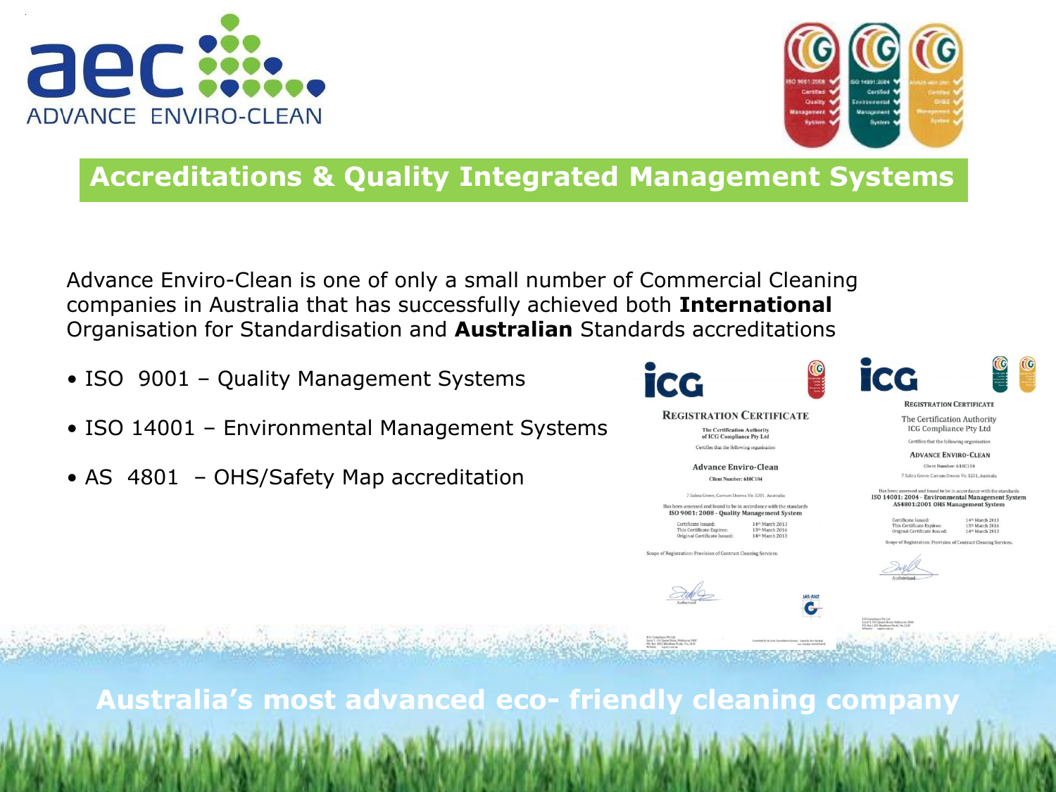aec ADVANCE ENVIRO-CLEAN

# Accreditations & Quality Integrated Management Systems

Advance Enviro-Clean is one of only a small number of Commercial Cleaning companies in Australia that has successfully achieved both **International** Organisation for Standardisation and **Australian** Standards accreditations

- ISO 9001 – Quality Management Systems
- ISO 14001 – Environmental Management Systems
- AS 4801 – OHS/Safety Map accreditation

**Australia's most advanced eco- friendly cleaning company**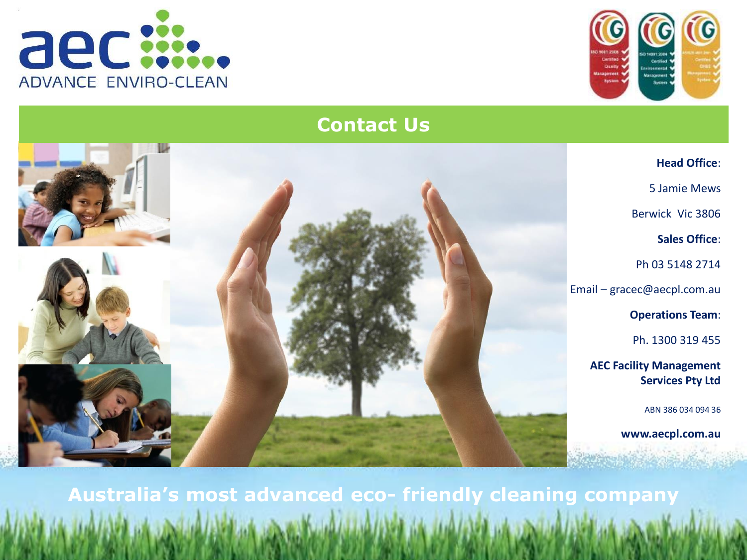aec ADVANCE ENVIRO-CLEAN

## Contact Us

**Head Office**:

5 Jamie Mews

Berwick Vic 3806

**Sales Office**:

Ph 03 5148 2714

Email – gracec@aecpl.com.au

**Operations Team**:

Ph. 1300 319 455

**AEC Facility Management Services Pty Ltd**

ABN 386 034 094 36

**www.aecpl.com.au**

**Australia's most advanced eco- friendly cleaning company**